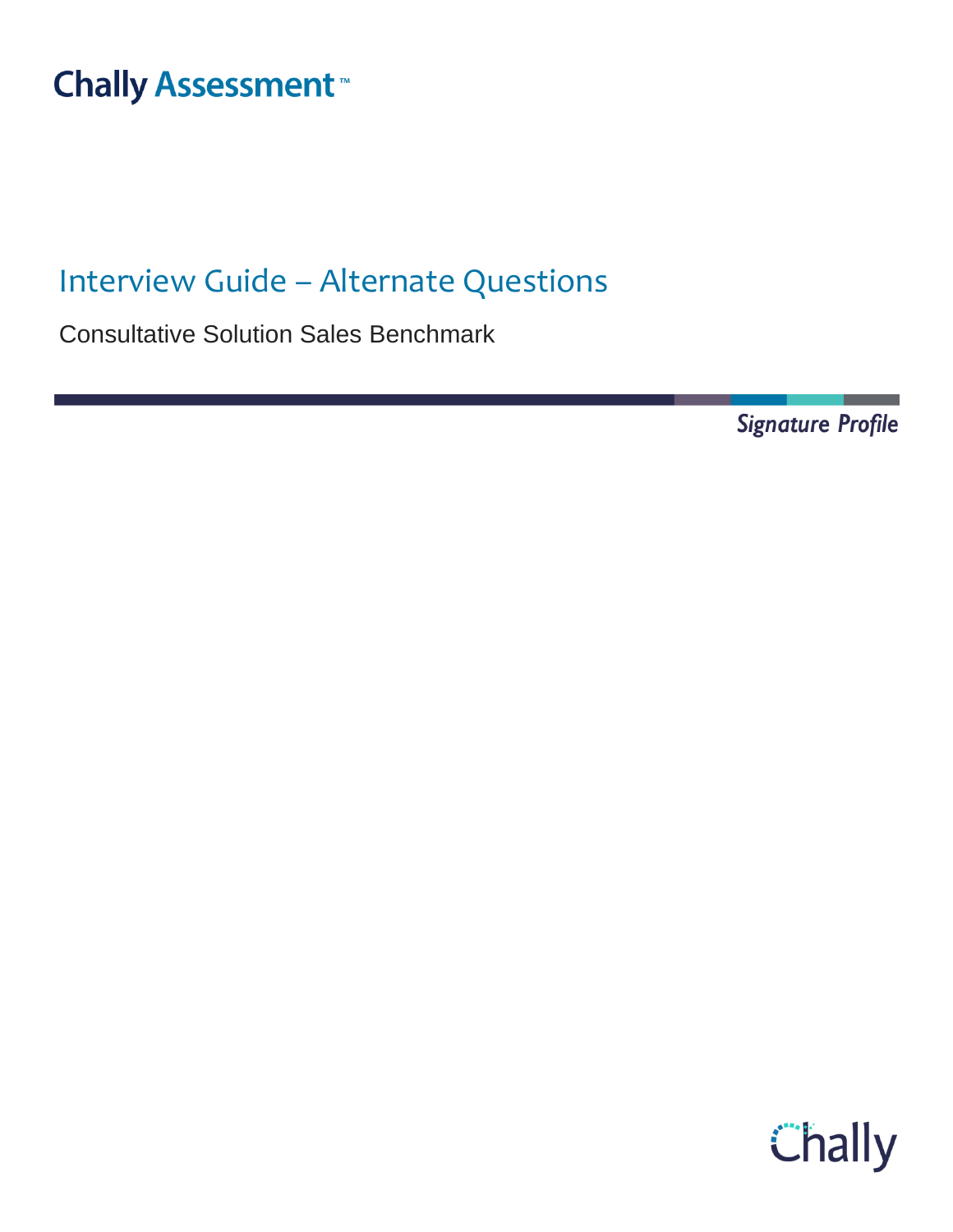Chally Assessment™

# Interview Guide – Alternate Questions

Consultative Solution Sales Benchmark

*Signature Profile*

Chally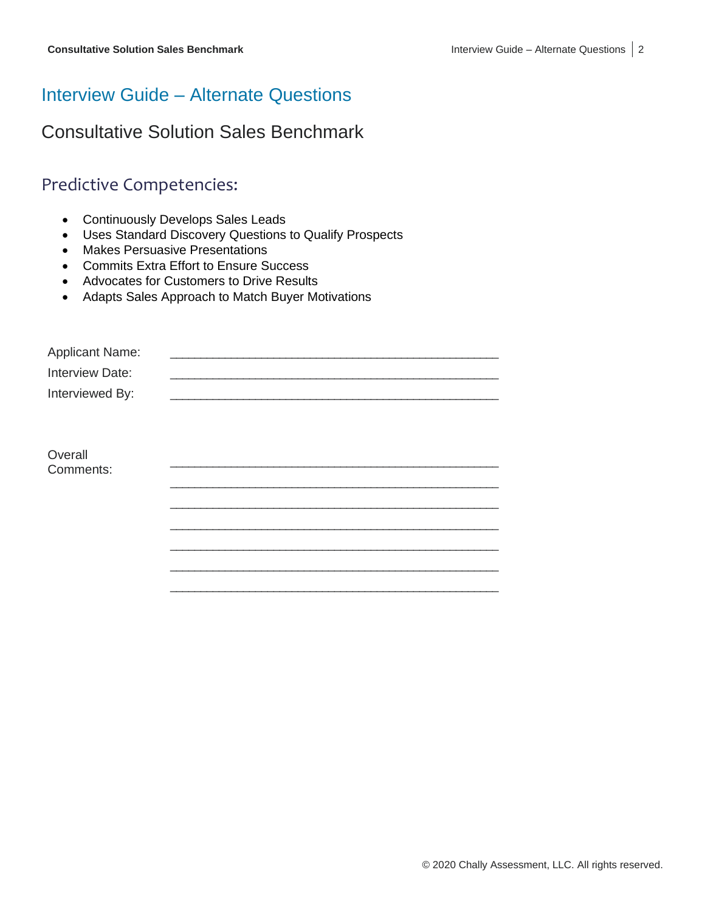# Interview Guide – Alternate Questions

## Consultative Solution Sales Benchmark

### Predictive Competencies:

- Continuously Develops Sales Leads
- Uses Standard Discovery Questions to Qualify Prospects
- Makes Persuasive Presentations
- Commits Extra Effort to Ensure Success
- Advocates for Customers to Drive Results
- Adapts Sales Approach to Match Buyer Motivations

Applicant Name: ______________________________________________

Interview Date: ______________________________________________

Interviewed By: ______________________________________________

Overall Comments: ______________________________________________

______________________________________________

______________________________________________

______________________________________________

______________________________________________

______________________________________________

______________________________________________

© 2020 Chally Assessment, LLC. All rights reserved.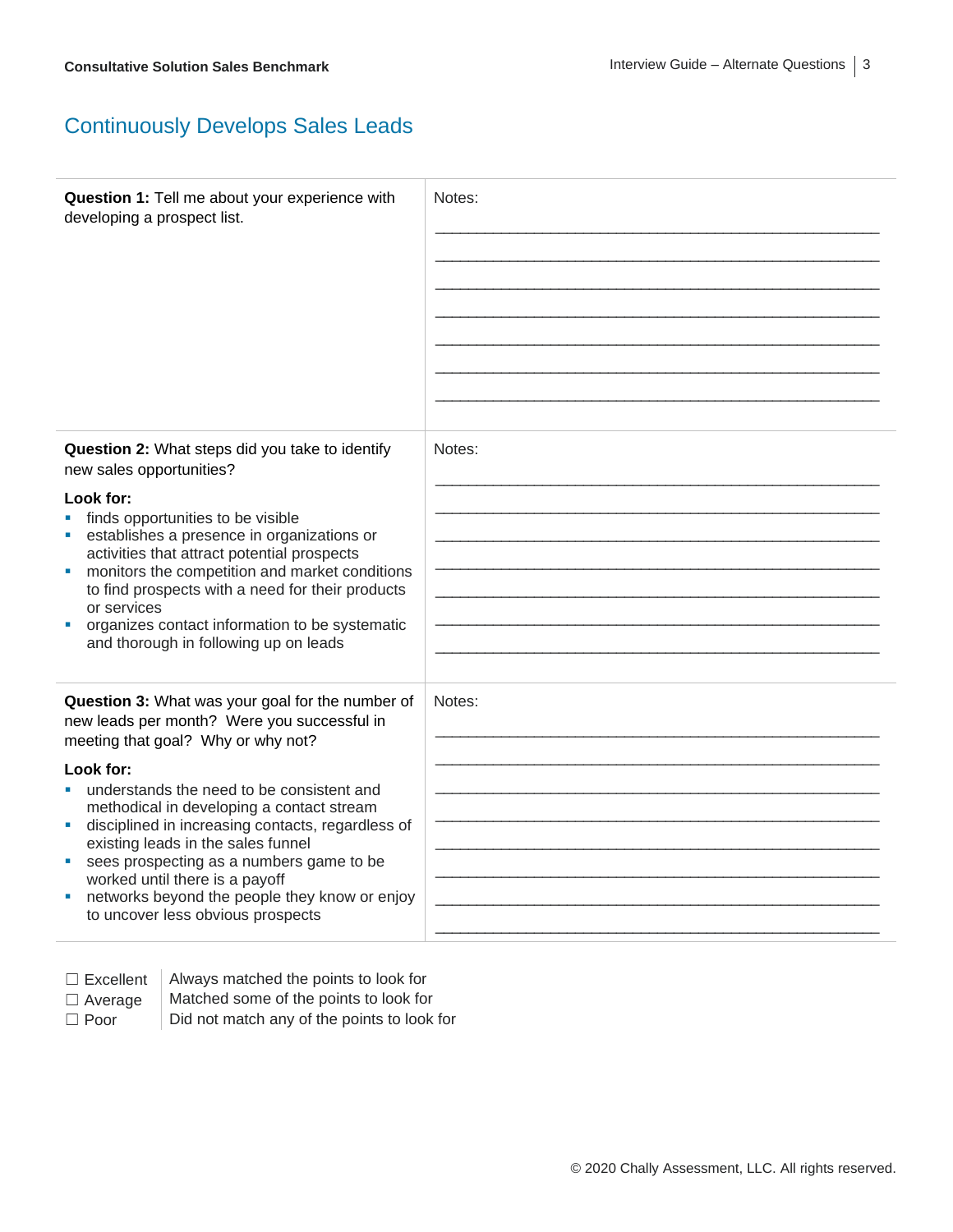## Continuously Develops Sales Leads

| | |
|---|---|
| **Question 1:** Tell me about your experience with developing a prospect list. | Notes: |
| **Question 2:** What steps did you take to identify new sales opportunities?<br><br>**Look for:**<br>- finds opportunities to be visible<br>- establishes a presence in organizations or activities that attract potential prospects<br>- monitors the competition and market conditions to find prospects with a need for their products or services<br>- organizes contact information to be systematic and thorough in following up on leads | Notes: |
| **Question 3:** What was your goal for the number of new leads per month? Were you successful in meeting that goal? Why or why not?<br><br>**Look for:**<br>- understands the need to be consistent and methodical in developing a contact stream<br>- disciplined in increasing contacts, regardless of existing leads in the sales funnel<br>- sees prospecting as a numbers game to be worked until there is a payoff<br>- networks beyond the people they know or enjoy to uncover less obvious prospects | Notes: |

| | |
|---|---|
| ☐ Excellent | Always matched the points to look for |
| ☐ Average | Matched some of the points to look for |
| ☐ Poor | Did not match any of the points to look for |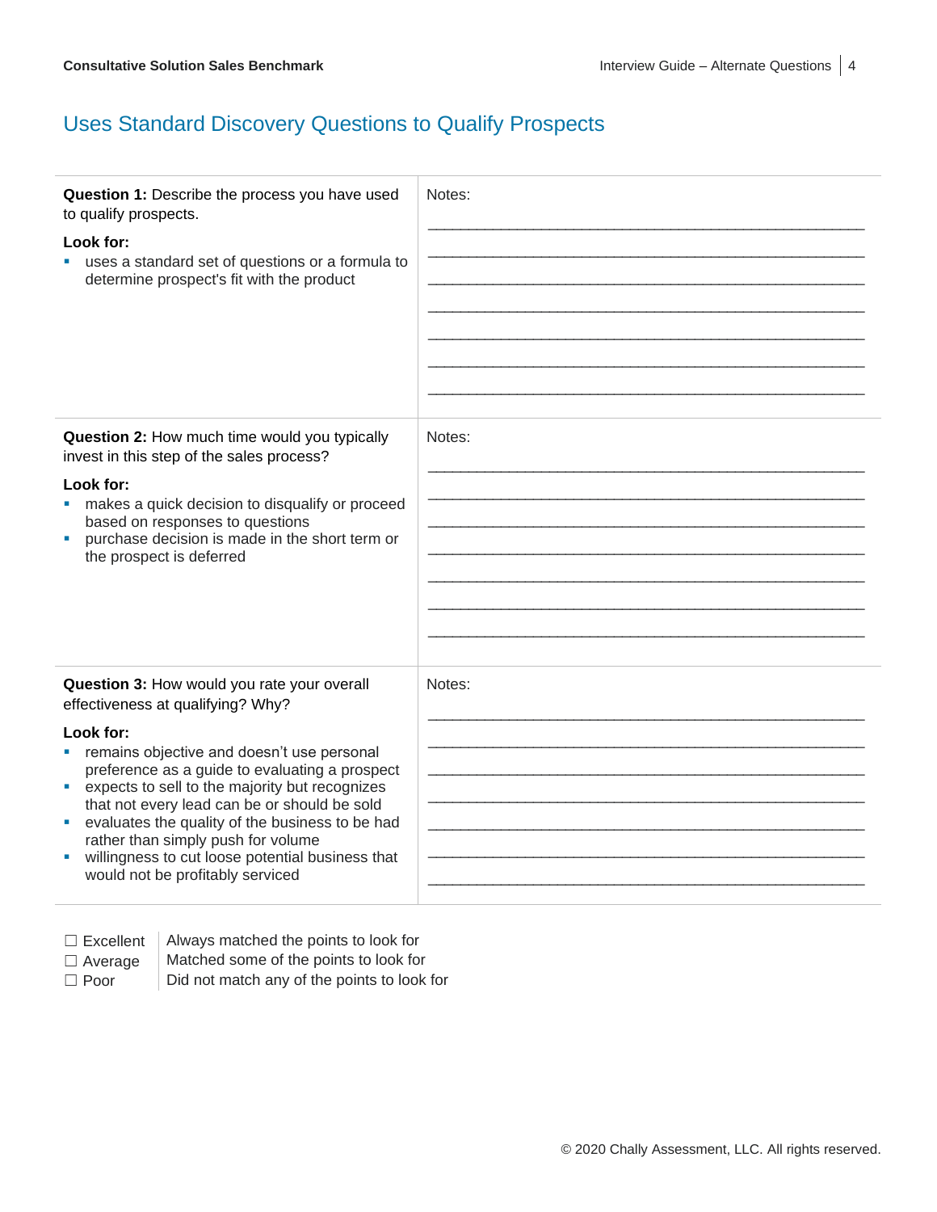## Uses Standard Discovery Questions to Qualify Prospects

| | |
|---|---|
| **Question 1:** Describe the process you have used to qualify prospects.<br><br>**Look for:**<br>▪ uses a standard set of questions or a formula to determine prospect's fit with the product | Notes: |
| **Question 2:** How much time would you typically invest in this step of the sales process?<br><br>**Look for:**<br>▪ makes a quick decision to disqualify or proceed based on responses to questions<br>▪ purchase decision is made in the short term or the prospect is deferred | Notes: |
| **Question 3:** How would you rate your overall effectiveness at qualifying? Why?<br><br>**Look for:**<br>▪ remains objective and doesn't use personal preference as a guide to evaluating a prospect<br>▪ expects to sell to the majority but recognizes that not every lead can be or should be sold<br>▪ evaluates the quality of the business to be had rather than simply push for volume<br>▪ willingness to cut loose potential business that would not be profitably serviced | Notes: |

| | |
|---|---|
| ☐ Excellent | Always matched the points to look for |
| ☐ Average | Matched some of the points to look for |
| ☐ Poor | Did not match any of the points to look for |

© 2020 Chally Assessment, LLC. All rights reserved.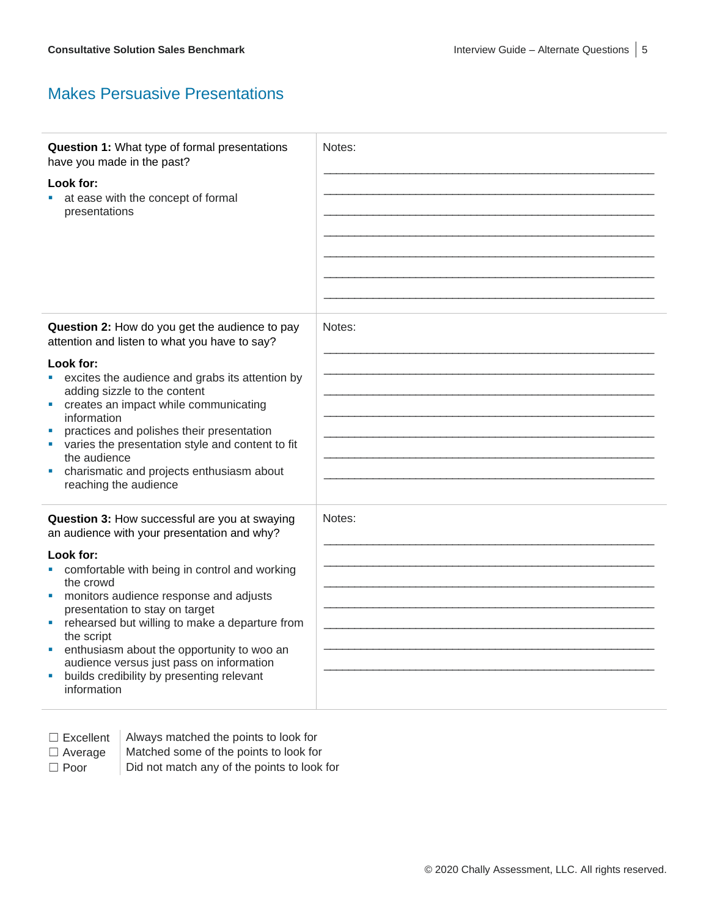## Makes Persuasive Presentations

| Question | Notes |
| --- | --- |
| **Question 1:** What type of formal presentations have you made in the past?<br><br>**Look for:**<br>▪ at ease with the concept of formal presentations | Notes:<br>\_\_\_\_\_\_\_\_\_\_\_\_\_\_\_\_\_\_\_\_\_\_\_\_\_\_\_\_\_\_\_\_\_\_\_\_\_\_\_\_<br>\_\_\_\_\_\_\_\_\_\_\_\_\_\_\_\_\_\_\_\_\_\_\_\_\_\_\_\_\_\_\_\_\_\_\_\_\_\_\_\_<br>\_\_\_\_\_\_\_\_\_\_\_\_\_\_\_\_\_\_\_\_\_\_\_\_\_\_\_\_\_\_\_\_\_\_\_\_\_\_\_\_<br>\_\_\_\_\_\_\_\_\_\_\_\_\_\_\_\_\_\_\_\_\_\_\_\_\_\_\_\_\_\_\_\_\_\_\_\_\_\_\_\_<br>\_\_\_\_\_\_\_\_\_\_\_\_\_\_\_\_\_\_\_\_\_\_\_\_\_\_\_\_\_\_\_\_\_\_\_\_\_\_\_\_<br>\_\_\_\_\_\_\_\_\_\_\_\_\_\_\_\_\_\_\_\_\_\_\_\_\_\_\_\_\_\_\_\_\_\_\_\_\_\_\_\_<br>\_\_\_\_\_\_\_\_\_\_\_\_\_\_\_\_\_\_\_\_\_\_\_\_\_\_\_\_\_\_\_\_\_\_\_\_\_\_\_\_ |
| **Question 2:** How do you get the audience to pay attention and listen to what you have to say?<br><br>**Look for:**<br>▪ excites the audience and grabs its attention by adding sizzle to the content<br>▪ creates an impact while communicating information<br>▪ practices and polishes their presentation<br>▪ varies the presentation style and content to fit the audience<br>▪ charismatic and projects enthusiasm about reaching the audience | Notes:<br>\_\_\_\_\_\_\_\_\_\_\_\_\_\_\_\_\_\_\_\_\_\_\_\_\_\_\_\_\_\_\_\_\_\_\_\_\_\_\_\_<br>\_\_\_\_\_\_\_\_\_\_\_\_\_\_\_\_\_\_\_\_\_\_\_\_\_\_\_\_\_\_\_\_\_\_\_\_\_\_\_\_<br>\_\_\_\_\_\_\_\_\_\_\_\_\_\_\_\_\_\_\_\_\_\_\_\_\_\_\_\_\_\_\_\_\_\_\_\_\_\_\_\_<br>\_\_\_\_\_\_\_\_\_\_\_\_\_\_\_\_\_\_\_\_\_\_\_\_\_\_\_\_\_\_\_\_\_\_\_\_\_\_\_\_<br>\_\_\_\_\_\_\_\_\_\_\_\_\_\_\_\_\_\_\_\_\_\_\_\_\_\_\_\_\_\_\_\_\_\_\_\_\_\_\_\_<br>\_\_\_\_\_\_\_\_\_\_\_\_\_\_\_\_\_\_\_\_\_\_\_\_\_\_\_\_\_\_\_\_\_\_\_\_\_\_\_\_<br>\_\_\_\_\_\_\_\_\_\_\_\_\_\_\_\_\_\_\_\_\_\_\_\_\_\_\_\_\_\_\_\_\_\_\_\_\_\_\_\_ |
| **Question 3:** How successful are you at swaying an audience with your presentation and why?<br><br>**Look for:**<br>▪ comfortable with being in control and working the crowd<br>▪ monitors audience response and adjusts presentation to stay on target<br>▪ rehearsed but willing to make a departure from the script<br>▪ enthusiasm about the opportunity to woo an audience versus just pass on information<br>▪ builds credibility by presenting relevant information | Notes:<br>\_\_\_\_\_\_\_\_\_\_\_\_\_\_\_\_\_\_\_\_\_\_\_\_\_\_\_\_\_\_\_\_\_\_\_\_\_\_\_\_<br>\_\_\_\_\_\_\_\_\_\_\_\_\_\_\_\_\_\_\_\_\_\_\_\_\_\_\_\_\_\_\_\_\_\_\_\_\_\_\_\_<br>\_\_\_\_\_\_\_\_\_\_\_\_\_\_\_\_\_\_\_\_\_\_\_\_\_\_\_\_\_\_\_\_\_\_\_\_\_\_\_\_<br>\_\_\_\_\_\_\_\_\_\_\_\_\_\_\_\_\_\_\_\_\_\_\_\_\_\_\_\_\_\_\_\_\_\_\_\_\_\_\_\_<br>\_\_\_\_\_\_\_\_\_\_\_\_\_\_\_\_\_\_\_\_\_\_\_\_\_\_\_\_\_\_\_\_\_\_\_\_\_\_\_\_<br>\_\_\_\_\_\_\_\_\_\_\_\_\_\_\_\_\_\_\_\_\_\_\_\_\_\_\_\_\_\_\_\_\_\_\_\_\_\_\_\_<br>\_\_\_\_\_\_\_\_\_\_\_\_\_\_\_\_\_\_\_\_\_\_\_\_\_\_\_\_\_\_\_\_\_\_\_\_\_\_\_\_ |

| Rating | Description |
| --- | --- |
| ☐ Excellent | Always matched the points to look for |
| ☐ Average | Matched some of the points to look for |
| ☐ Poor | Did not match any of the points to look for |

© 2020 Chally Assessment, LLC. All rights reserved.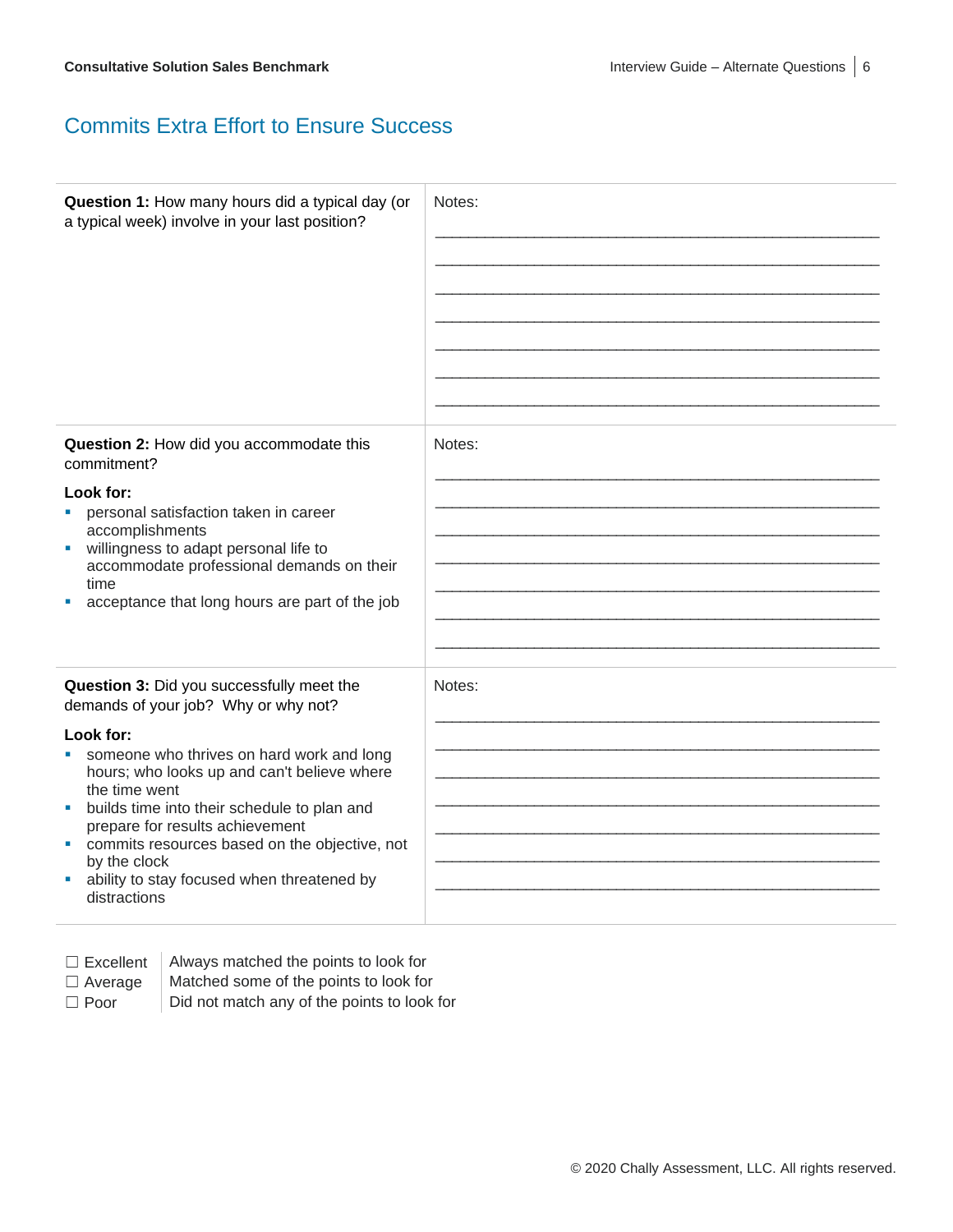## Commits Extra Effort to Ensure Success

| | |
|---|---|
| **Question 1:** How many hours did a typical day (or a typical week) involve in your last position? | Notes:<br>\_\_\_\_\_\_\_\_\_\_\_\_\_\_\_\_\_\_\_\_\_\_\_\_\_\_\_\_\_\_\_\_\_\_\_\_\_\_\_\_\_\_\_\_\_\_\_\_<br>\_\_\_\_\_\_\_\_\_\_\_\_\_\_\_\_\_\_\_\_\_\_\_\_\_\_\_\_\_\_\_\_\_\_\_\_\_\_\_\_\_\_\_\_\_\_\_\_<br>\_\_\_\_\_\_\_\_\_\_\_\_\_\_\_\_\_\_\_\_\_\_\_\_\_\_\_\_\_\_\_\_\_\_\_\_\_\_\_\_\_\_\_\_\_\_\_\_<br>\_\_\_\_\_\_\_\_\_\_\_\_\_\_\_\_\_\_\_\_\_\_\_\_\_\_\_\_\_\_\_\_\_\_\_\_\_\_\_\_\_\_\_\_\_\_\_\_<br>\_\_\_\_\_\_\_\_\_\_\_\_\_\_\_\_\_\_\_\_\_\_\_\_\_\_\_\_\_\_\_\_\_\_\_\_\_\_\_\_\_\_\_\_\_\_\_\_<br>\_\_\_\_\_\_\_\_\_\_\_\_\_\_\_\_\_\_\_\_\_\_\_\_\_\_\_\_\_\_\_\_\_\_\_\_\_\_\_\_\_\_\_\_\_\_\_\_<br>\_\_\_\_\_\_\_\_\_\_\_\_\_\_\_\_\_\_\_\_\_\_\_\_\_\_\_\_\_\_\_\_\_\_\_\_\_\_\_\_\_\_\_\_\_\_\_\_ |
| **Question 2:** How did you accommodate this commitment?<br><br>**Look for:**<br>▪ personal satisfaction taken in career accomplishments<br>▪ willingness to adapt personal life to accommodate professional demands on their time<br>▪ acceptance that long hours are part of the job | Notes:<br>\_\_\_\_\_\_\_\_\_\_\_\_\_\_\_\_\_\_\_\_\_\_\_\_\_\_\_\_\_\_\_\_\_\_\_\_\_\_\_\_\_\_\_\_\_\_\_\_<br>\_\_\_\_\_\_\_\_\_\_\_\_\_\_\_\_\_\_\_\_\_\_\_\_\_\_\_\_\_\_\_\_\_\_\_\_\_\_\_\_\_\_\_\_\_\_\_\_<br>\_\_\_\_\_\_\_\_\_\_\_\_\_\_\_\_\_\_\_\_\_\_\_\_\_\_\_\_\_\_\_\_\_\_\_\_\_\_\_\_\_\_\_\_\_\_\_\_<br>\_\_\_\_\_\_\_\_\_\_\_\_\_\_\_\_\_\_\_\_\_\_\_\_\_\_\_\_\_\_\_\_\_\_\_\_\_\_\_\_\_\_\_\_\_\_\_\_<br>\_\_\_\_\_\_\_\_\_\_\_\_\_\_\_\_\_\_\_\_\_\_\_\_\_\_\_\_\_\_\_\_\_\_\_\_\_\_\_\_\_\_\_\_\_\_\_\_<br>\_\_\_\_\_\_\_\_\_\_\_\_\_\_\_\_\_\_\_\_\_\_\_\_\_\_\_\_\_\_\_\_\_\_\_\_\_\_\_\_\_\_\_\_\_\_\_\_<br>\_\_\_\_\_\_\_\_\_\_\_\_\_\_\_\_\_\_\_\_\_\_\_\_\_\_\_\_\_\_\_\_\_\_\_\_\_\_\_\_\_\_\_\_\_\_\_\_ |
| **Question 3:** Did you successfully meet the demands of your job? Why or why not?<br><br>**Look for:**<br>▪ someone who thrives on hard work and long hours; who looks up and can't believe where the time went<br>▪ builds time into their schedule to plan and prepare for results achievement<br>▪ commits resources based on the objective, not by the clock<br>▪ ability to stay focused when threatened by distractions | Notes:<br>\_\_\_\_\_\_\_\_\_\_\_\_\_\_\_\_\_\_\_\_\_\_\_\_\_\_\_\_\_\_\_\_\_\_\_\_\_\_\_\_\_\_\_\_\_\_\_\_<br>\_\_\_\_\_\_\_\_\_\_\_\_\_\_\_\_\_\_\_\_\_\_\_\_\_\_\_\_\_\_\_\_\_\_\_\_\_\_\_\_\_\_\_\_\_\_\_\_<br>\_\_\_\_\_\_\_\_\_\_\_\_\_\_\_\_\_\_\_\_\_\_\_\_\_\_\_\_\_\_\_\_\_\_\_\_\_\_\_\_\_\_\_\_\_\_\_\_<br>\_\_\_\_\_\_\_\_\_\_\_\_\_\_\_\_\_\_\_\_\_\_\_\_\_\_\_\_\_\_\_\_\_\_\_\_\_\_\_\_\_\_\_\_\_\_\_\_<br>\_\_\_\_\_\_\_\_\_\_\_\_\_\_\_\_\_\_\_\_\_\_\_\_\_\_\_\_\_\_\_\_\_\_\_\_\_\_\_\_\_\_\_\_\_\_\_\_<br>\_\_\_\_\_\_\_\_\_\_\_\_\_\_\_\_\_\_\_\_\_\_\_\_\_\_\_\_\_\_\_\_\_\_\_\_\_\_\_\_\_\_\_\_\_\_\_\_<br>\_\_\_\_\_\_\_\_\_\_\_\_\_\_\_\_\_\_\_\_\_\_\_\_\_\_\_\_\_\_\_\_\_\_\_\_\_\_\_\_\_\_\_\_\_\_\_\_ |

| | |
|---|---|
| ☐ Excellent | Always matched the points to look for |
| ☐ Average | Matched some of the points to look for |
| ☐ Poor | Did not match any of the points to look for |

© 2020 Chally Assessment, LLC. All rights reserved.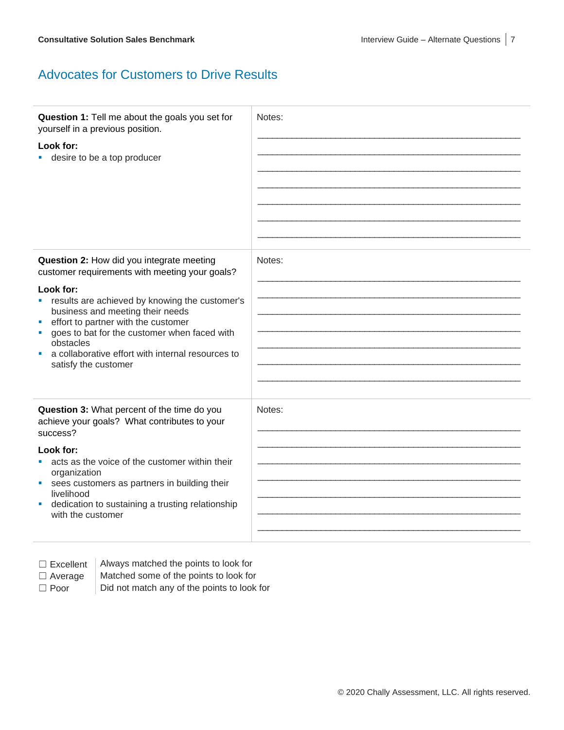## Advocates for Customers to Drive Results

| | |
|---|---|
| **Question 1:** Tell me about the goals you set for yourself in a previous position.<br><br>**Look for:**<br>▪ desire to be a top producer | Notes:<br>_______________<br>_______________<br>_______________<br>_______________<br>_______________<br>_______________<br>_______________ |
| **Question 2:** How did you integrate meeting customer requirements with meeting your goals?<br><br>**Look for:**<br>▪ results are achieved by knowing the customer's business and meeting their needs<br>▪ effort to partner with the customer<br>▪ goes to bat for the customer when faced with obstacles<br>▪ a collaborative effort with internal resources to satisfy the customer | Notes:<br>_______________<br>_______________<br>_______________<br>_______________<br>_______________<br>_______________<br>_______________ |
| **Question 3:** What percent of the time do you achieve your goals? What contributes to your success?<br><br>**Look for:**<br>▪ acts as the voice of the customer within their organization<br>▪ sees customers as partners in building their livelihood<br>▪ dedication to sustaining a trusting relationship with the customer | Notes:<br>_______________<br>_______________<br>_______________<br>_______________<br>_______________<br>_______________<br>_______________ |

| | |
|---|---|
| ☐ Excellent | Always matched the points to look for |
| ☐ Average | Matched some of the points to look for |
| ☐ Poor | Did not match any of the points to look for |

© 2020 Chally Assessment, LLC. All rights reserved.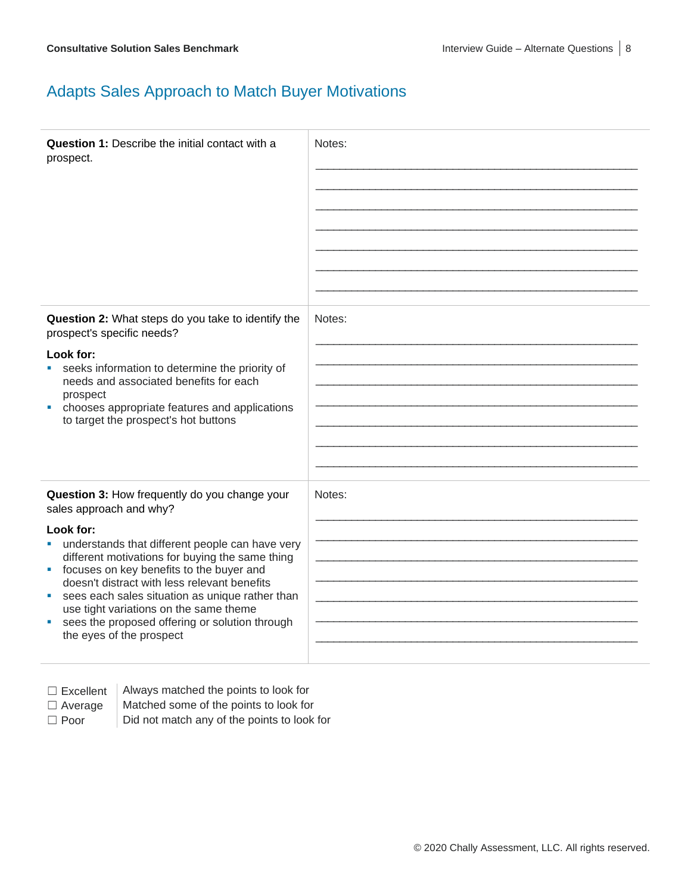## Adapts Sales Approach to Match Buyer Motivations

| | |
|---|---|
| **Question 1:** Describe the initial contact with a prospect. | Notes:<br>\_\_\_\_\_\_\_\_\_\_\_\_\_\_\_\_\_\_\_\_\_\_\_\_\_\_\_\_\_\_\_\_\_\_\_\_\_\_\_\_<br>\_\_\_\_\_\_\_\_\_\_\_\_\_\_\_\_\_\_\_\_\_\_\_\_\_\_\_\_\_\_\_\_\_\_\_\_\_\_\_\_<br>\_\_\_\_\_\_\_\_\_\_\_\_\_\_\_\_\_\_\_\_\_\_\_\_\_\_\_\_\_\_\_\_\_\_\_\_\_\_\_\_<br>\_\_\_\_\_\_\_\_\_\_\_\_\_\_\_\_\_\_\_\_\_\_\_\_\_\_\_\_\_\_\_\_\_\_\_\_\_\_\_\_<br>\_\_\_\_\_\_\_\_\_\_\_\_\_\_\_\_\_\_\_\_\_\_\_\_\_\_\_\_\_\_\_\_\_\_\_\_\_\_\_\_<br>\_\_\_\_\_\_\_\_\_\_\_\_\_\_\_\_\_\_\_\_\_\_\_\_\_\_\_\_\_\_\_\_\_\_\_\_\_\_\_\_<br>\_\_\_\_\_\_\_\_\_\_\_\_\_\_\_\_\_\_\_\_\_\_\_\_\_\_\_\_\_\_\_\_\_\_\_\_\_\_\_\_ |
| **Question 2:** What steps do you take to identify the prospect's specific needs?<br><br>**Look for:**<br>▪ seeks information to determine the priority of needs and associated benefits for each prospect<br>▪ chooses appropriate features and applications to target the prospect's hot buttons | Notes:<br>\_\_\_\_\_\_\_\_\_\_\_\_\_\_\_\_\_\_\_\_\_\_\_\_\_\_\_\_\_\_\_\_\_\_\_\_\_\_\_\_<br>\_\_\_\_\_\_\_\_\_\_\_\_\_\_\_\_\_\_\_\_\_\_\_\_\_\_\_\_\_\_\_\_\_\_\_\_\_\_\_\_<br>\_\_\_\_\_\_\_\_\_\_\_\_\_\_\_\_\_\_\_\_\_\_\_\_\_\_\_\_\_\_\_\_\_\_\_\_\_\_\_\_<br>\_\_\_\_\_\_\_\_\_\_\_\_\_\_\_\_\_\_\_\_\_\_\_\_\_\_\_\_\_\_\_\_\_\_\_\_\_\_\_\_<br>\_\_\_\_\_\_\_\_\_\_\_\_\_\_\_\_\_\_\_\_\_\_\_\_\_\_\_\_\_\_\_\_\_\_\_\_\_\_\_\_<br>\_\_\_\_\_\_\_\_\_\_\_\_\_\_\_\_\_\_\_\_\_\_\_\_\_\_\_\_\_\_\_\_\_\_\_\_\_\_\_\_<br>\_\_\_\_\_\_\_\_\_\_\_\_\_\_\_\_\_\_\_\_\_\_\_\_\_\_\_\_\_\_\_\_\_\_\_\_\_\_\_\_ |
| **Question 3:** How frequently do you change your sales approach and why?<br><br>**Look for:**<br>▪ understands that different people can have very different motivations for buying the same thing<br>▪ focuses on key benefits to the buyer and doesn't distract with less relevant benefits<br>▪ sees each sales situation as unique rather than use tight variations on the same theme<br>▪ sees the proposed offering or solution through the eyes of the prospect | Notes:<br>\_\_\_\_\_\_\_\_\_\_\_\_\_\_\_\_\_\_\_\_\_\_\_\_\_\_\_\_\_\_\_\_\_\_\_\_\_\_\_\_<br>\_\_\_\_\_\_\_\_\_\_\_\_\_\_\_\_\_\_\_\_\_\_\_\_\_\_\_\_\_\_\_\_\_\_\_\_\_\_\_\_<br>\_\_\_\_\_\_\_\_\_\_\_\_\_\_\_\_\_\_\_\_\_\_\_\_\_\_\_\_\_\_\_\_\_\_\_\_\_\_\_\_<br>\_\_\_\_\_\_\_\_\_\_\_\_\_\_\_\_\_\_\_\_\_\_\_\_\_\_\_\_\_\_\_\_\_\_\_\_\_\_\_\_<br>\_\_\_\_\_\_\_\_\_\_\_\_\_\_\_\_\_\_\_\_\_\_\_\_\_\_\_\_\_\_\_\_\_\_\_\_\_\_\_\_<br>\_\_\_\_\_\_\_\_\_\_\_\_\_\_\_\_\_\_\_\_\_\_\_\_\_\_\_\_\_\_\_\_\_\_\_\_\_\_\_\_<br>\_\_\_\_\_\_\_\_\_\_\_\_\_\_\_\_\_\_\_\_\_\_\_\_\_\_\_\_\_\_\_\_\_\_\_\_\_\_\_\_ |

| | |
|---|---|
| ☐ Excellent | Always matched the points to look for |
| ☐ Average | Matched some of the points to look for |
| ☐ Poor | Did not match any of the points to look for |

© 2020 Chally Assessment, LLC. All rights reserved.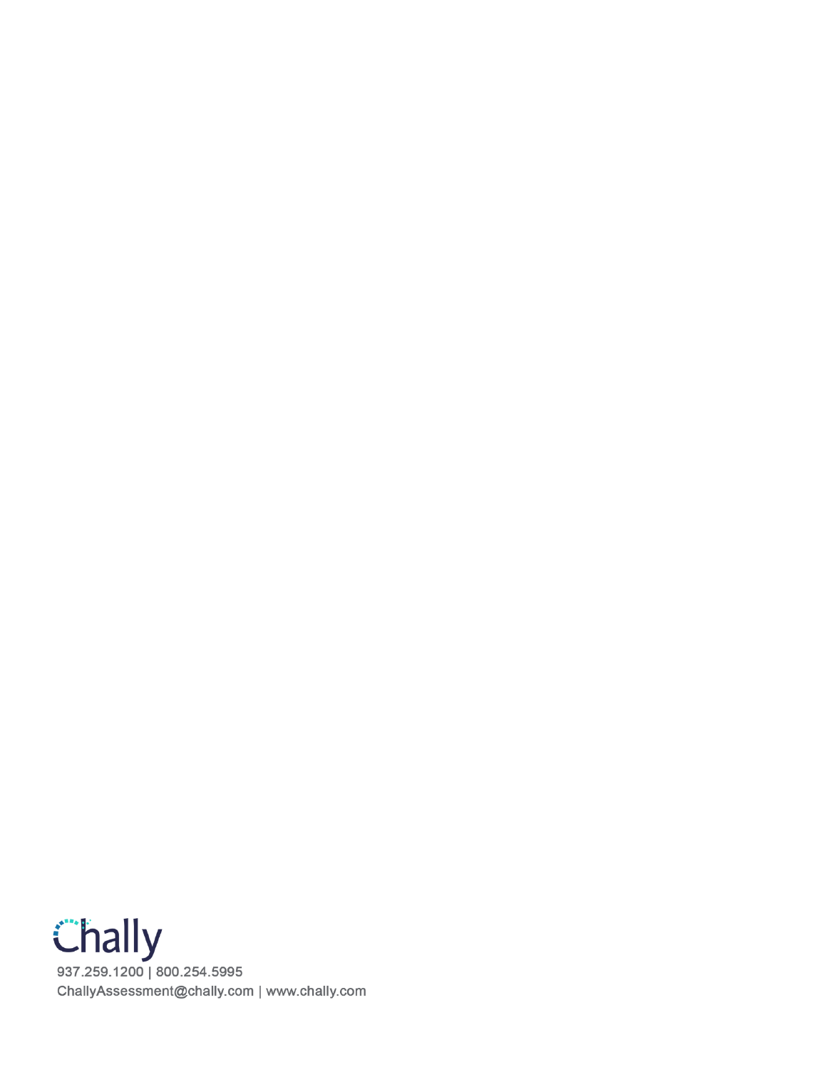Chally

937.259.1200 | 800.254.5995

ChallyAssessment@chally.com | www.chally.com